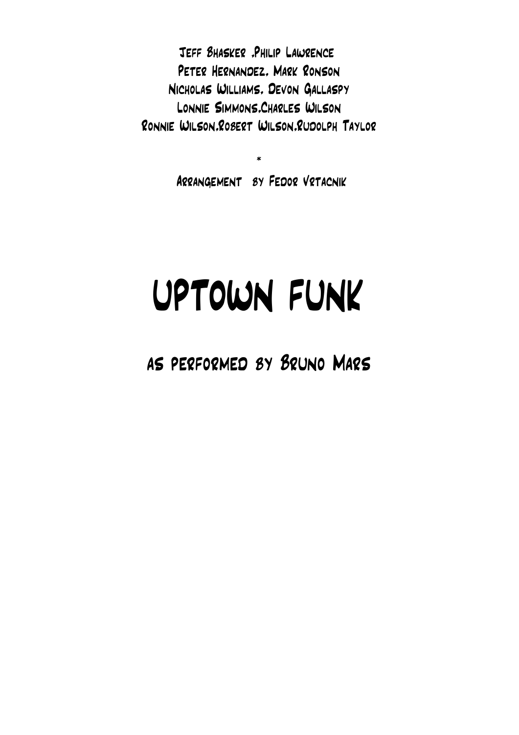Jeff Bhasker ,Philip Lawrence
Peter Hernandez, Mark Ronson
Nicholas Williams, Devon Gallaspy
Lonnie Simmons,Charles Wilson
Ronnie Wilson,Robert Wilson,Rudolph Taylor

*

Arrangement by Fedor Vrtacnik

# UPTOWN FUNK

## as performed by Bruno Mars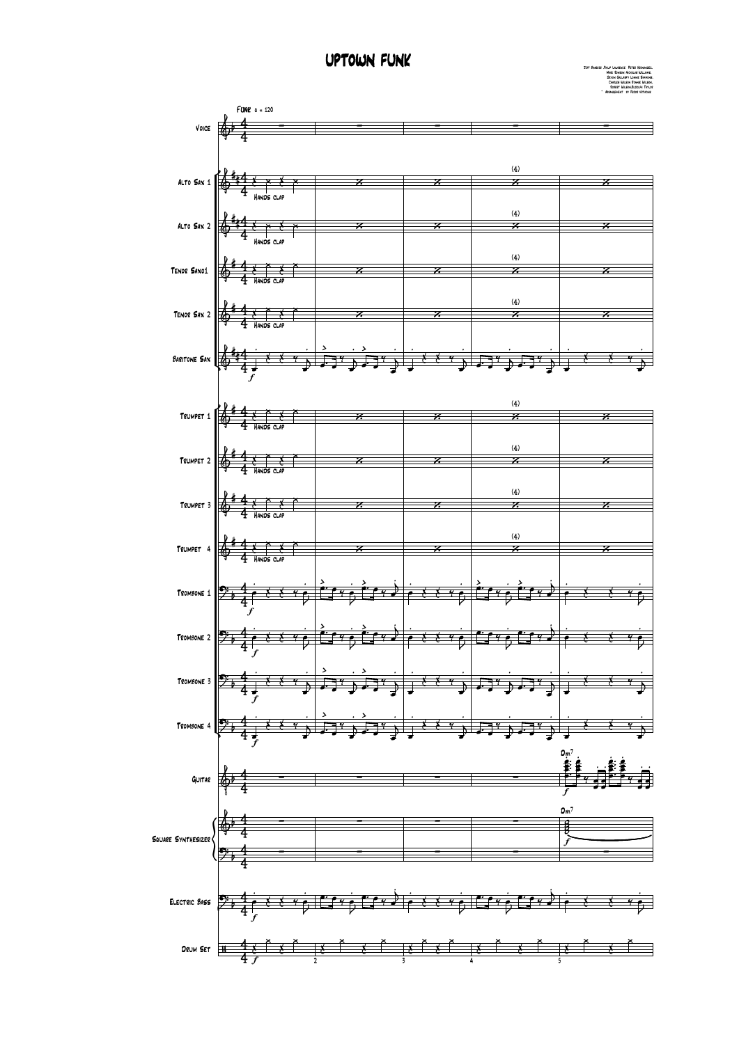# Uptown Funk

Jeff Bhasker, Philip Lawrence, Peter Hernandez, Mark Ronson, Nicholas Williams, Devon Gallaspy, Lonnie Simmons, Charles Wilson, Ronnie Wilson, Robert Wilson, Rudolph Taylor
* Arrangement by Fedor Vrtacnik

Funk ♩ = 120

Voice

Alto Sax 1 — Hands clap

Alto Sax 2 — Hands clap

Tenor Saxo1 — Hands clap

Tenor Sax 2 — Hands clap

Baritone Sax

Trumpet 1 — Hands clap

Trumpet 2 — Hands clap

Trumpet 3 — Hands clap

Trumpet 4 — Hands clap

Trombone 1

Trombone 2

Trombone 3

Trombone 4

Guitar — Dm7

Square Synthesizer — Dm7

Electric Bass

Drum Set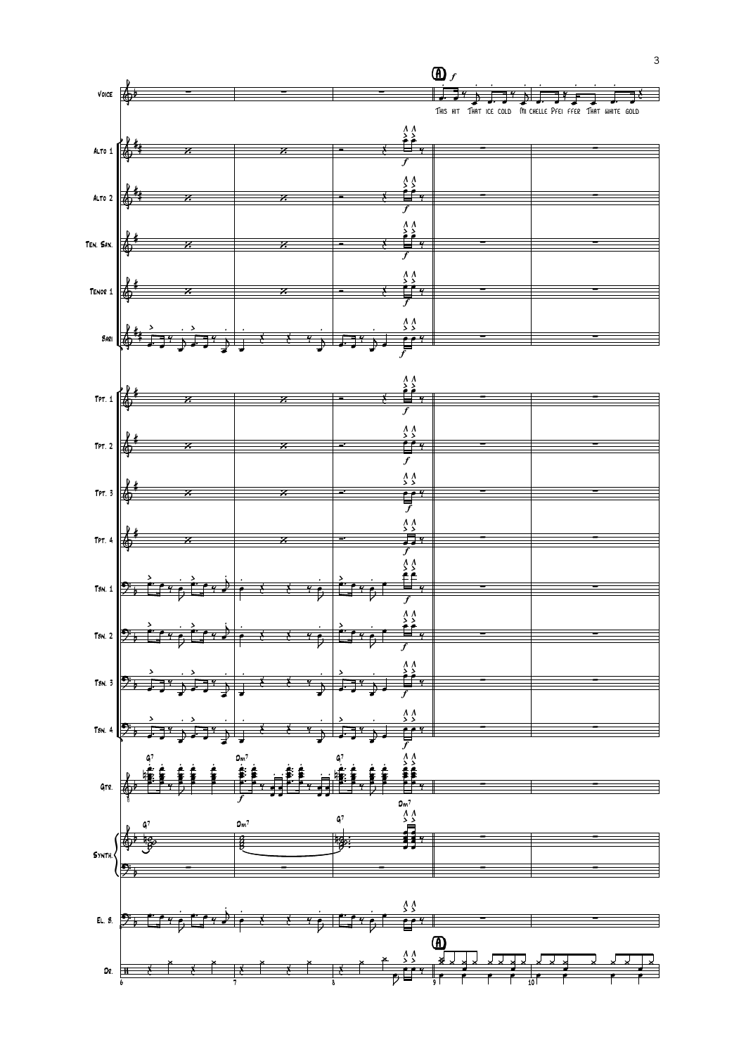A *f*

This hit That ice cold Mi chelle Pfei ffer That white gold

Voice

Alto 1

Alto 2

Ten. Sax.

Tenor 1

Bari

Tpt. 1

Tpt. 2

Tpt. 3

Tpt. 4

Tbn. 1

Tbn. 2

Tbn. 3

Tbn. 4

Gtr.

Synth.

El. B.

Dr.

G7 Dm7 G7 Dm7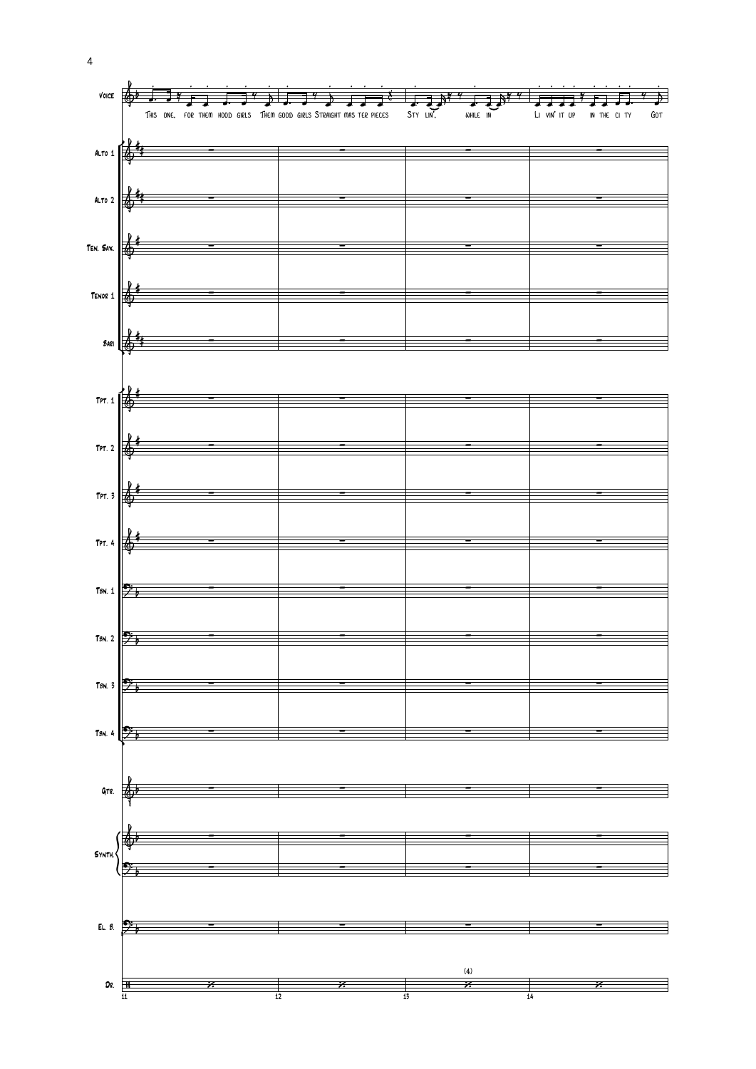Voice: This one, for them hood girls Them good girls Straight mas ter pieces Sty lin', while in Li vin' it up in the ci ty Got

Alto 1

Alto 2

Ten. Sax.

Tenor 1

Bari

Tpt. 1

Tpt. 2

Tpt. 3

Tpt. 4

Tbn. 1

Tbn. 2

Tbn. 3

Tbn. 4

Gtr.

Synth.

El. B.

Dr. (4)

11 12 13 14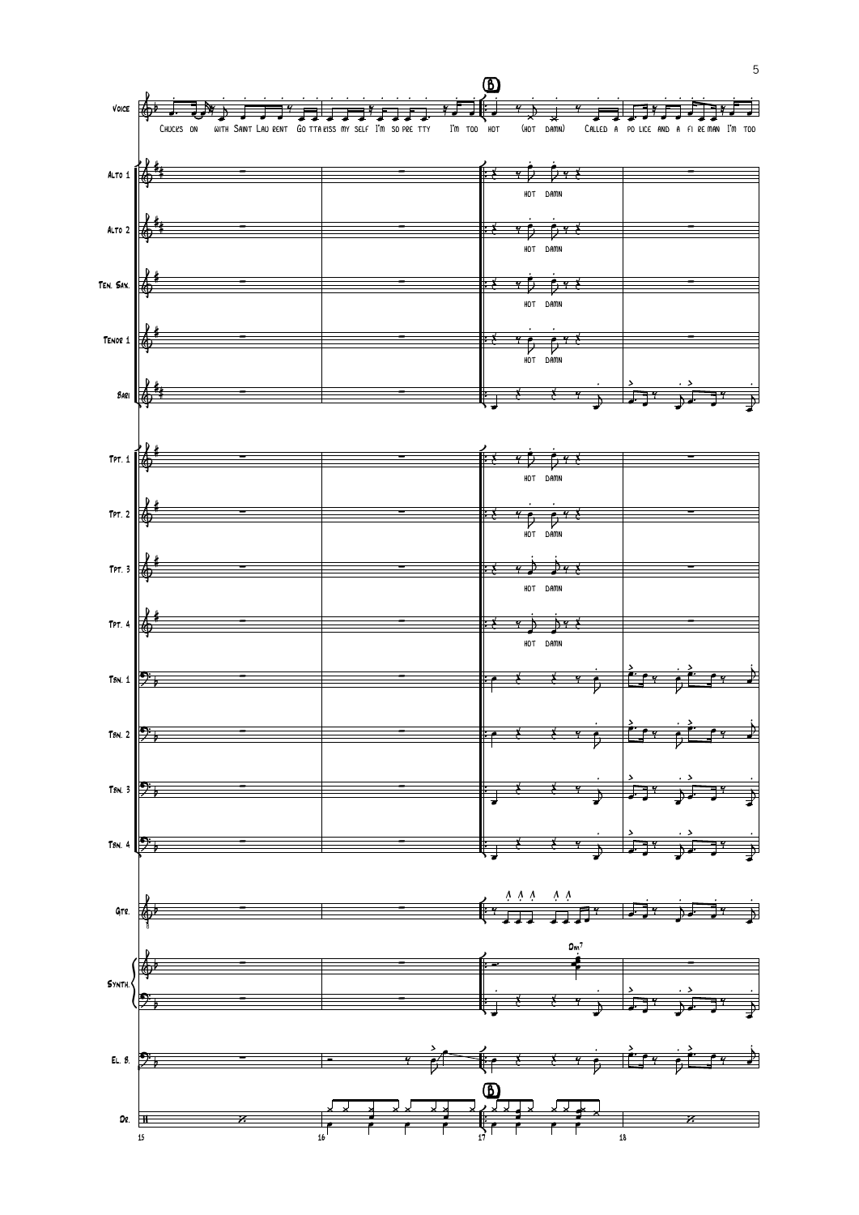B

Voice: Chucks on with Saint Lau rent Go tta kiss my self I'm so pre tty I'm too hot (hot damn) Called a po lice and a fi re man I'm too

Alto 1: hot damn

Alto 2: hot damn

Ten. Sax.: hot damn

Tenor 1: hot damn

Bari

Tpt. 1: hot damn

Tpt. 2: hot damn

Tpt. 3: hot damn

Tpt. 4: hot damn

Tbn. 1

Tbn. 2

Tbn. 3

Tbn. 4

Gtr.

Synth.: Dm7

El. B.

Dr.

15 16 17 18